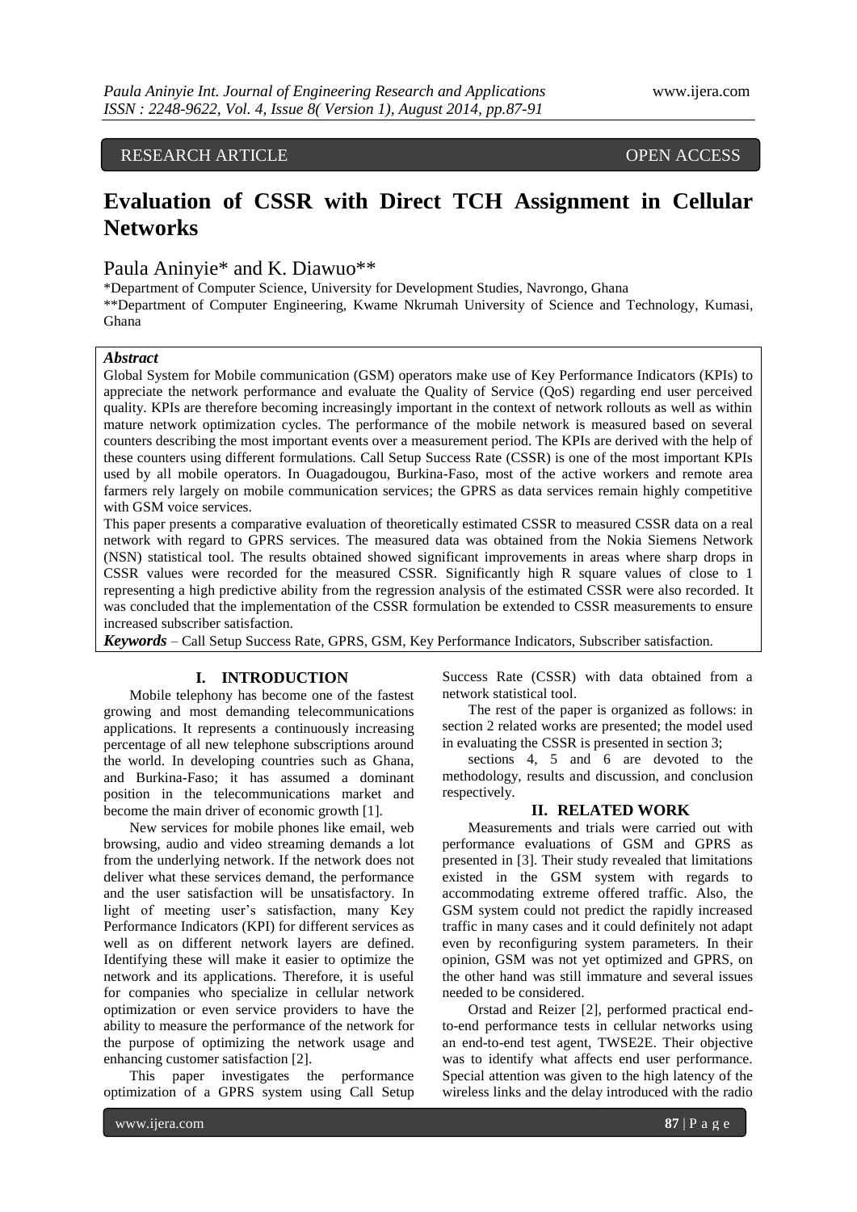RESEARCH ARTICLE OPEN ACCESS

# Evaluation of CSSR with Direct TCH Assignment in Cellular Networks

Paula Aninyie* and K. Diawuo**

*Department of Computer Science, University for Development Studies, Navrongo, Ghana

**Department of Computer Engineering, Kwame Nkrumah University of Science and Technology, Kumasi, Ghana

***Abstract***

Global System for Mobile communication (GSM) operators make use of Key Performance Indicators (KPIs) to appreciate the network performance and evaluate the Quality of Service (QoS) regarding end user perceived quality. KPIs are therefore becoming increasingly important in the context of network rollouts as well as within mature network optimization cycles. The performance of the mobile network is measured based on several counters describing the most important events over a measurement period. The KPIs are derived with the help of these counters using different formulations. Call Setup Success Rate (CSSR) is one of the most important KPIs used by all mobile operators. In Ouagadougou, Burkina-Faso, most of the active workers and remote area farmers rely largely on mobile communication services; the GPRS as data services remain highly competitive with GSM voice services.

This paper presents a comparative evaluation of theoretically estimated CSSR to measured CSSR data on a real network with regard to GPRS services. The measured data was obtained from the Nokia Siemens Network (NSN) statistical tool. The results obtained showed significant improvements in areas where sharp drops in CSSR values were recorded for the measured CSSR. Significantly high R square values of close to 1 representing a high predictive ability from the regression analysis of the estimated CSSR were also recorded. It was concluded that the implementation of the CSSR formulation be extended to CSSR measurements to ensure increased subscriber satisfaction.

***Keywords*** – Call Setup Success Rate, GPRS, GSM, Key Performance Indicators, Subscriber satisfaction.

## I. INTRODUCTION

Mobile telephony has become one of the fastest growing and most demanding telecommunications applications. It represents a continuously increasing percentage of all new telephone subscriptions around the world. In developing countries such as Ghana, and Burkina-Faso; it has assumed a dominant position in the telecommunications market and become the main driver of economic growth [1].

New services for mobile phones like email, web browsing, audio and video streaming demands a lot from the underlying network. If the network does not deliver what these services demand, the performance and the user satisfaction will be unsatisfactory. In light of meeting user's satisfaction, many Key Performance Indicators (KPI) for different services as well as on different network layers are defined. Identifying these will make it easier to optimize the network and its applications. Therefore, it is useful for companies who specialize in cellular network optimization or even service providers to have the ability to measure the performance of the network for the purpose of optimizing the network usage and enhancing customer satisfaction [2].

This paper investigates the performance optimization of a GPRS system using Call Setup Success Rate (CSSR) with data obtained from a network statistical tool.

The rest of the paper is organized as follows: in section 2 related works are presented; the model used in evaluating the CSSR is presented in section 3;

sections 4, 5 and 6 are devoted to the methodology, results and discussion, and conclusion respectively.

## II. RELATED WORK

Measurements and trials were carried out with performance evaluations of GSM and GPRS as presented in [3]. Their study revealed that limitations existed in the GSM system with regards to accommodating extreme offered traffic. Also, the GSM system could not predict the rapidly increased traffic in many cases and it could definitely not adapt even by reconfiguring system parameters. In their opinion, GSM was not yet optimized and GPRS, on the other hand was still immature and several issues needed to be considered.

Orstad and Reizer [2], performed practical end-to-end performance tests in cellular networks using an end-to-end test agent, TWSE2E. Their objective was to identify what affects end user performance. Special attention was given to the high latency of the wireless links and the delay introduced with the radio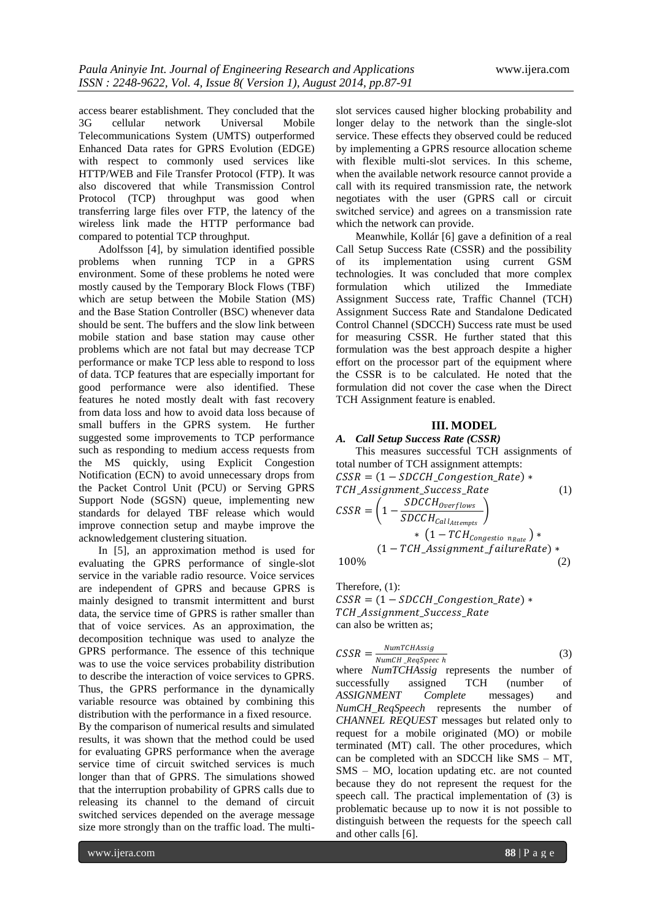access bearer establishment. They concluded that the 3G cellular network Universal Mobile Telecommunications System (UMTS) outperformed Enhanced Data rates for GPRS Evolution (EDGE) with respect to commonly used services like HTTP/WEB and File Transfer Protocol (FTP). It was also discovered that while Transmission Control Protocol (TCP) throughput was good when transferring large files over FTP, the latency of the wireless link made the HTTP performance bad compared to potential TCP throughput.

Adolfsson [4], by simulation identified possible problems when running TCP in a GPRS environment. Some of these problems he noted were mostly caused by the Temporary Block Flows (TBF) which are setup between the Mobile Station (MS) and the Base Station Controller (BSC) whenever data should be sent. The buffers and the slow link between mobile station and base station may cause other problems which are not fatal but may decrease TCP performance or make TCP less able to respond to loss of data. TCP features that are especially important for good performance were also identified. These features he noted mostly dealt with fast recovery from data loss and how to avoid data loss because of small buffers in the GPRS system. He further suggested some improvements to TCP performance such as responding to medium access requests from the MS quickly, using Explicit Congestion Notification (ECN) to avoid unnecessary drops from the Packet Control Unit (PCU) or Serving GPRS Support Node (SGSN) queue, implementing new standards for delayed TBF release which would improve connection setup and maybe improve the acknowledgement clustering situation.

In [5], an approximation method is used for evaluating the GPRS performance of single-slot service in the variable radio resource. Voice services are independent of GPRS and because GPRS is mainly designed to transmit intermittent and burst data, the service time of GPRS is rather smaller than that of voice services. As an approximation, the decomposition technique was used to analyze the GPRS performance. The essence of this technique was to use the voice services probability distribution to describe the interaction of voice services to GPRS. Thus, the GPRS performance in the dynamically variable resource was obtained by combining this distribution with the performance in a fixed resource. By the comparison of numerical results and simulated results, it was shown that the method could be used for evaluating GPRS performance when the average service time of circuit switched services is much longer than that of GPRS. The simulations showed that the interruption probability of GPRS calls due to releasing its channel to the demand of circuit switched services depended on the average message size more strongly than on the traffic load. The multi-slot services caused higher blocking probability and longer delay to the network than the single-slot service. These effects they observed could be reduced by implementing a GPRS resource allocation scheme with flexible multi-slot services. In this scheme, when the available network resource cannot provide a call with its required transmission rate, the network negotiates with the user (GPRS call or circuit switched service) and agrees on a transmission rate which the network can provide.

Meanwhile, Kollár [6] gave a definition of a real Call Setup Success Rate (CSSR) and the possibility of its implementation using current GSM technologies. It was concluded that more complex formulation which utilized the Immediate Assignment Success rate, Traffic Channel (TCH) Assignment Success Rate and Standalone Dedicated Control Channel (SDCCH) Success rate must be used for measuring CSSR. He further stated that this formulation was the best approach despite a higher effort on the processor part of the equipment where the CSSR is to be calculated. He noted that the formulation did not cover the case when the Direct TCH Assignment feature is enabled.

## III. MODEL

### *A. Call Setup Success Rate (CSSR)*

This measures successful TCH assignments of total number of TCH assignment attempts:

$$CSSR = (1 - SDCCH\_Congestion\_Rate) * TCH\_Assignment\_Success\_Rate \quad (1)$$

$$CSSR = \left(1 - \frac{SDCCH_{Overflows}}{SDCCH_{Call_{Attempts}}}\right) * \left(1 - TCH_{Congestio\ n_{Rate}}\right) * (1 - TCH\_Assignment\_failureRate) * 100\% \quad (2)$$

Therefore, (1):

$CSSR = (1 - SDCCH\_Congestion\_Rate) * TCH\_Assignment\_Success\_Rate$

can also be written as;

$$CSSR = \frac{NumTCHAssig}{NumCH\_ReqSpeec\ h} \quad (3)$$

where *NumTCHAssig* represents the number of successfully assigned TCH (number of *ASSIGNMENT Complete* messages) and *NumCH_ReqSpeech* represents the number of *CHANNEL REQUEST* messages but related only to request for a mobile originated (MO) or mobile terminated (MT) call. The other procedures, which can be completed with an SDCCH like SMS – MT, SMS – MO, location updating etc. are not counted because they do not represent the request for the speech call. The practical implementation of (3) is problematic because up to now it is not possible to distinguish between the requests for the speech call and other calls [6].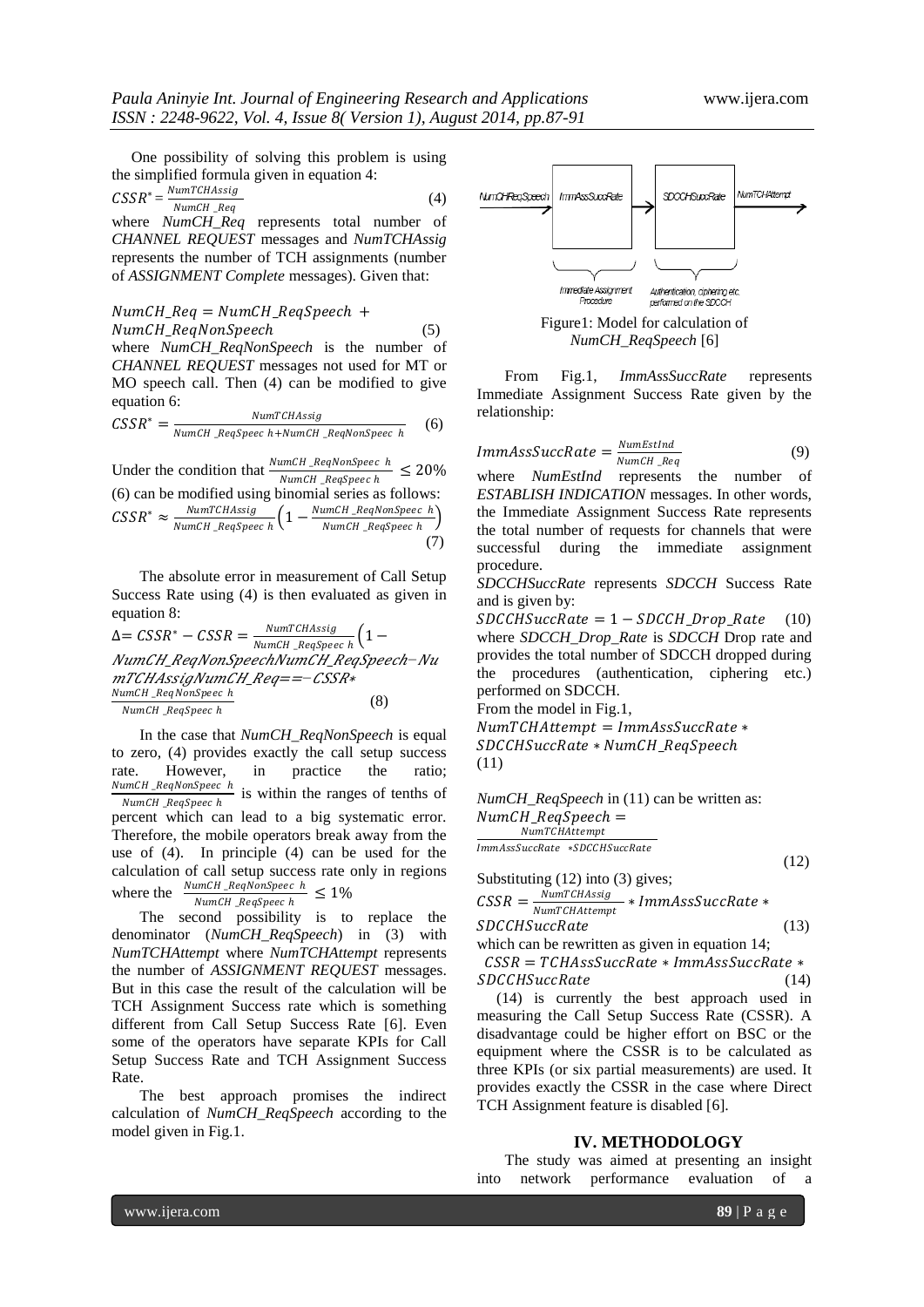One possibility of solving this problem is using the simplified formula given in equation 4:

$$CSSR^* = \frac{NumTCHAssig}{NumCH\_Req} \quad (4)$$

where *NumCH_Req* represents total number of *CHANNEL REQUEST* messages and *NumTCHAssig* represents the number of TCH assignments (number of *ASSIGNMENT Complete* messages). Given that:

$$NumCH\_Req = NumCH\_ReqSpeech + NumCH\_ReqNonSpeech \quad (5)$$

where *NumCH_ReqNonSpeech* is the number of *CHANNEL REQUEST* messages not used for MT or MO speech call. Then (4) can be modified to give equation 6:

$$CSSR^* = \frac{NumTCHAssig}{NumCH\_ReqSpeech + NumCH\_ReqNonSpeech} \quad (6)$$

Under the condition that $\frac{NumCH\_ReqNonSpeech}{NumCH\_ReqSpeech} \leq 20\%$ (6) can be modified using binomial series as follows:

$$CSSR^* \approx \frac{NumTCHAssig}{NumCH\_ReqSpeech}\left(1 - \frac{NumCH\_ReqNonSpeech}{NumCH\_ReqSpeech}\right) \quad (7)$$

The absolute error in measurement of Call Setup Success Rate using (4) is then evaluated as given in equation 8:

$$\Delta = CSSR^* - CSSR = \frac{NumTCHAssig}{NumCH\_ReqSpeech}\left(1 - NumCH\_ReqNonSpeechNumCH\_ReqSpeech - NumTCHAssigNumCH\_Req == -CSSR* \frac{NumCH\_ReqNonSpeech}{NumCH\_ReqSpeech}\right) \quad (8)$$

In the case that *NumCH_ReqNonSpeech* is equal to zero, (4) provides exactly the call setup success rate. However, in practice the ratio; $\frac{NumCH\_ReqNonSpeech}{NumCH\_ReqSpeech}$ is within the ranges of tenths of percent which can lead to a big systematic error. Therefore, the mobile operators break away from the use of (4). In principle (4) can be used for the calculation of call setup success rate only in regions where the $\frac{NumCH\_ReqNonSpeech}{NumCH\_ReqSpeech} \leq 1\%$

The second possibility is to replace the denominator (*NumCH_ReqSpeech*) in (3) with *NumTCHAttempt* where *NumTCHAttempt* represents the number of *ASSIGNMENT REQUEST* messages. But in this case the result of the calculation will be TCH Assignment Success rate which is something different from Call Setup Success Rate [6]. Even some of the operators have separate KPIs for Call Setup Success Rate and TCH Assignment Success Rate.

The best approach promises the indirect calculation of *NumCH_ReqSpeech* according to the model given in Fig.1.

NumCHReqSpeech → ImmAssSuccRate → SDCCHSuccRate → NumTCHAttempt

Immediate Assignment Procedure | Authentication, ciphering etc. performed on the SDCCH

Figure1: Model for calculation of *NumCH_ReqSpeech* [6]

From Fig.1, *ImmAssSuccRate* represents Immediate Assignment Success Rate given by the relationship:

$$ImmAssSuccRate = \frac{NumEstInd}{NumCH\_Req} \quad (9)$$

where *NumEstInd* represents the number of *ESTABLISH INDICATION* messages. In other words, the Immediate Assignment Success Rate represents the total number of requests for channels that were successful during the immediate assignment procedure.

*SDCCHSuccRate* represents *SDCCH* Success Rate and is given by:

$$SDCCHSuccRate = 1 - SDCCH\_Drop\_Rate \quad (10)$$

where *SDCCH_Drop_Rate* is *SDCCH* Drop rate and provides the total number of SDCCH dropped during the procedures (authentication, ciphering etc.) performed on SDCCH.

From the model in Fig.1,

$$NumTCHAttempt = ImmAssSuccRate * SDCCHSuccRate * NumCH\_ReqSpeech \quad (11)$$

*NumCH_ReqSpeech* in (11) can be written as:

$$NumCH\_ReqSpeech = \frac{NumTCHAttempt}{ImmAssSuccRate * SDCCHSuccRate} \quad (12)$$

Substituting (12) into (3) gives;

$$CSSR = \frac{NumTCHAssig}{NumTCHAttempt} * ImmAssSuccRate * SDCCHSuccRate \quad (13)$$

which can be rewritten as given in equation 14;

$$CSSR = TCHAssSuccRate * ImmAssSuccRate * SDCCHSuccRate \quad (14)$$

(14) is currently the best approach used in measuring the Call Setup Success Rate (CSSR). A disadvantage could be higher effort on BSC or the equipment where the CSSR is to be calculated as three KPIs (or six partial measurements) are used. It provides exactly the CSSR in the case where Direct TCH Assignment feature is disabled [6].

## IV. METHODOLOGY

The study was aimed at presenting an insight into network performance evaluation of a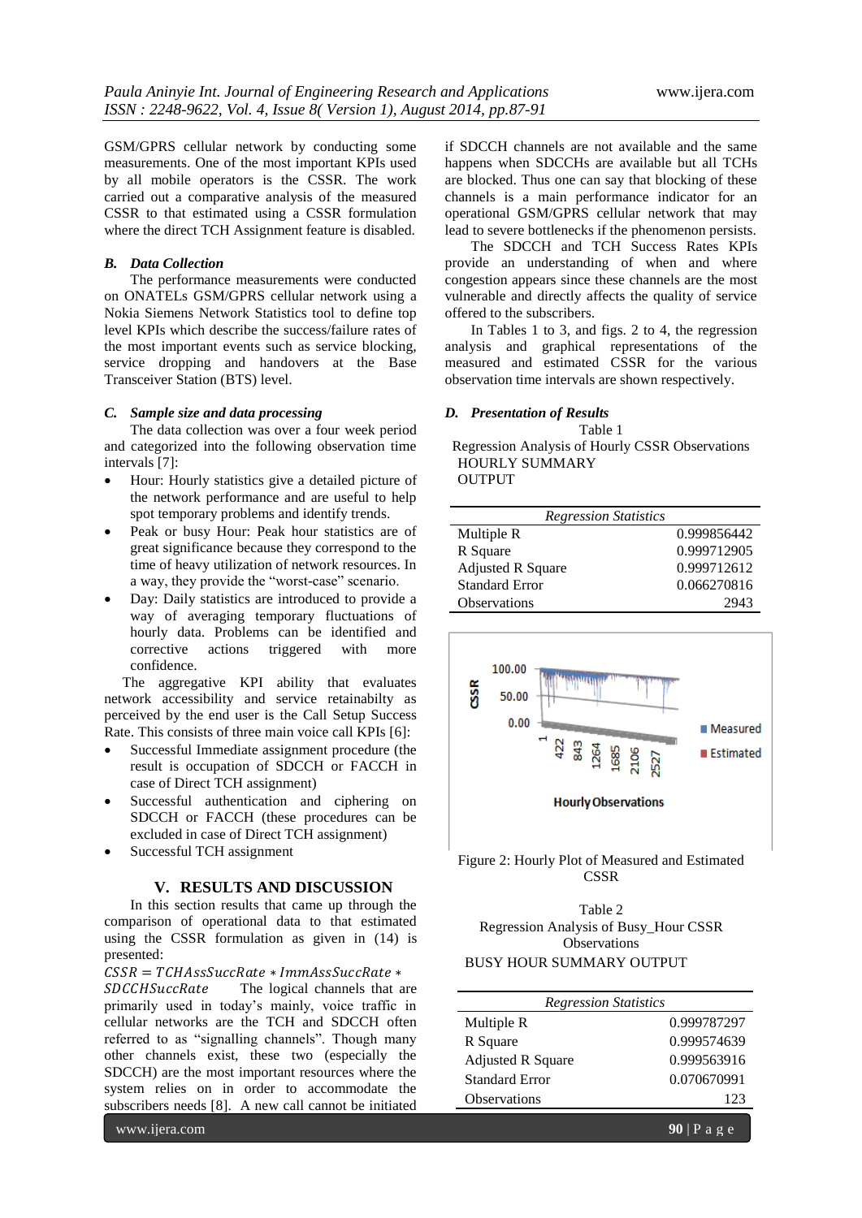GSM/GPRS cellular network by conducting some measurements. One of the most important KPIs used by all mobile operators is the CSSR. The work carried out a comparative analysis of the measured CSSR to that estimated using a CSSR formulation where the direct TCH Assignment feature is disabled.

### B. Data Collection

The performance measurements were conducted on ONATELs GSM/GPRS cellular network using a Nokia Siemens Network Statistics tool to define top level KPIs which describe the success/failure rates of the most important events such as service blocking, service dropping and handovers at the Base Transceiver Station (BTS) level.

### C. Sample size and data processing

The data collection was over a four week period and categorized into the following observation time intervals [7]:

- Hour: Hourly statistics give a detailed picture of the network performance and are useful to help spot temporary problems and identify trends.
- Peak or busy Hour: Peak hour statistics are of great significance because they correspond to the time of heavy utilization of network resources. In a way, they provide the "worst-case" scenario.
- Day: Daily statistics are introduced to provide a way of averaging temporary fluctuations of hourly data. Problems can be identified and corrective actions triggered with more confidence.

The aggregative KPI ability that evaluates network accessibility and service retainabilty as perceived by the end user is the Call Setup Success Rate. This consists of three main voice call KPIs [6]:

- Successful Immediate assignment procedure (the result is occupation of SDCCH or FACCH in case of Direct TCH assignment)
- Successful authentication and ciphering on SDCCH or FACCH (these procedures can be excluded in case of Direct TCH assignment)
- Successful TCH assignment

## V. RESULTS AND DISCUSSION

In this section results that came up through the comparison of operational data to that estimated using the CSSR formulation as given in (14) is presented:

$CSSR = TCHAssSuccRate * ImmAssSuccRate * SDCCHSuccRate$ The logical channels that are primarily used in today's mainly, voice traffic in cellular networks are the TCH and SDCCH often referred to as "signalling channels". Though many other channels exist, these two (especially the SDCCH) are the most important resources where the system relies on in order to accommodate the subscribers needs [8]. A new call cannot be initiated if SDCCH channels are not available and the same happens when SDCCHs are available but all TCHs are blocked. Thus one can say that blocking of these channels is a main performance indicator for an operational GSM/GPRS cellular network that may lead to severe bottlenecks if the phenomenon persists.

The SDCCH and TCH Success Rates KPIs provide an understanding of when and where congestion appears since these channels are the most vulnerable and directly affects the quality of service offered to the subscribers.

In Tables 1 to 3, and figs. 2 to 4, the regression analysis and graphical representations of the measured and estimated CSSR for the various observation time intervals are shown respectively.

### D. Presentation of Results

Table 1

Regression Analysis of Hourly CSSR Observations

HOURLY SUMMARY OUTPUT

| *Regression Statistics* | |
|---|---|
| Multiple R | 0.999856442 |
| R Square | 0.999712905 |
| Adjusted R Square | 0.999712612 |
| Standard Error | 0.066270816 |
| Observations | 2943 |

Figure 2: Hourly Plot of Measured and Estimated CSSR

Table 2

Regression Analysis of Busy_Hour CSSR Observations

BUSY HOUR SUMMARY OUTPUT

| *Regression Statistics* | |
|---|---|
| Multiple R | 0.999787297 |
| R Square | 0.999574639 |
| Adjusted R Square | 0.999563916 |
| Standard Error | 0.070670991 |
| Observations | 123 |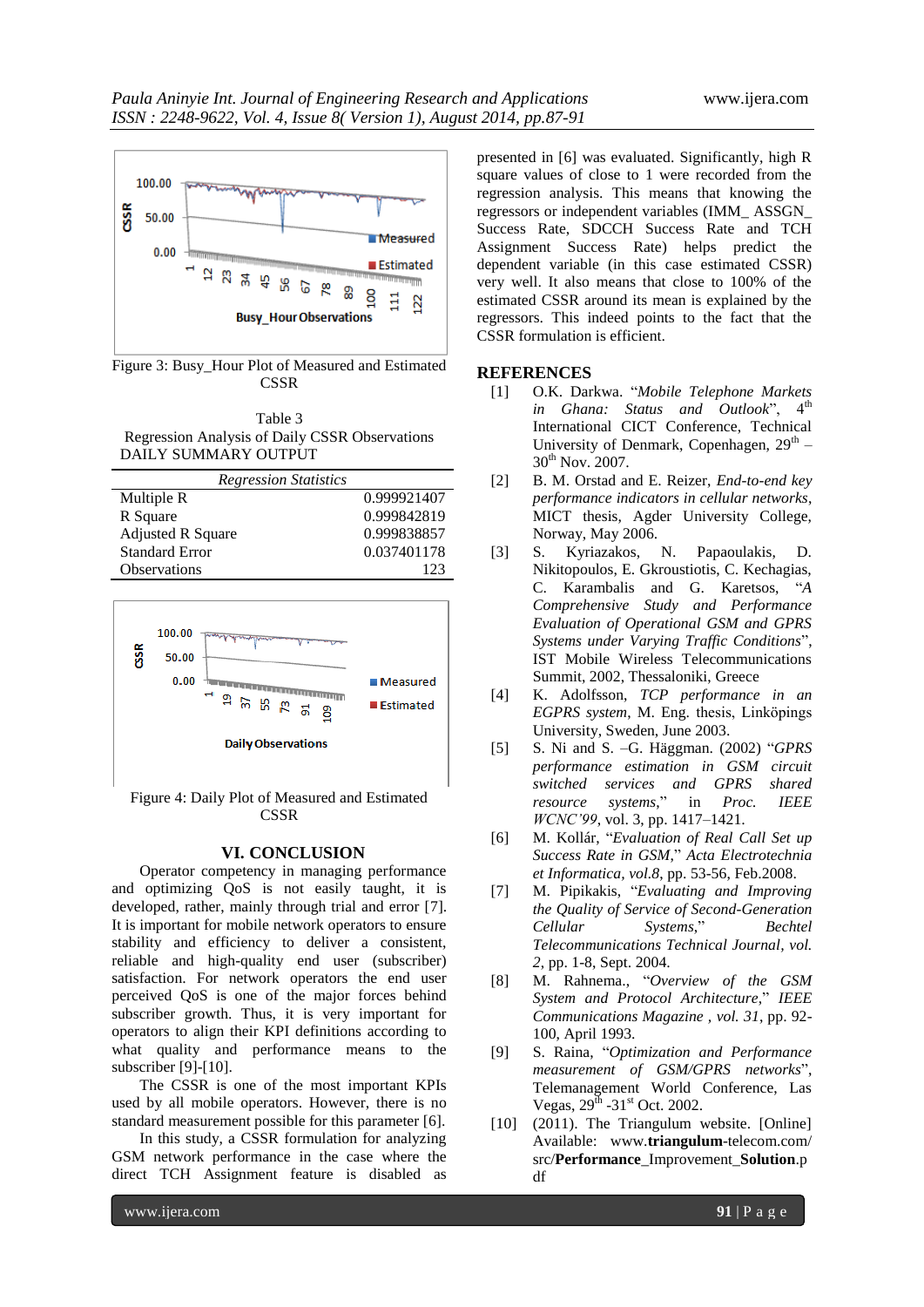100.00
50.00
0.00
CSSR
Measured
Estimated
1 12 23 34 45 56 67 78 89 100 111 122
Busy_Hour Observations

Figure 3: Busy_Hour Plot of Measured and Estimated CSSR

Table 3
Regression Analysis of Daily CSSR Observations
DAILY SUMMARY OUTPUT

| *Regression Statistics* | |
|---|---|
| Multiple R | 0.999921407 |
| R Square | 0.999842819 |
| Adjusted R Square | 0.999838857 |
| Standard Error | 0.037401178 |
| Observations | 123 |

100.00
50.00
0.00
CSSR
Measured
Estimated
1 19 37 55 73 91 109
Daily Observations

Figure 4: Daily Plot of Measured and Estimated CSSR

## VI. CONCLUSION

Operator competency in managing performance and optimizing QoS is not easily taught, it is developed, rather, mainly through trial and error [7]. It is important for mobile network operators to ensure stability and efficiency to deliver a consistent, reliable and high-quality end user (subscriber) satisfaction. For network operators the end user perceived QoS is one of the major forces behind subscriber growth. Thus, it is very important for operators to align their KPI definitions according to what quality and performance means to the subscriber [9]-[10].

The CSSR is one of the most important KPIs used by all mobile operators. However, there is no standard measurement possible for this parameter [6].

In this study, a CSSR formulation for analyzing GSM network performance in the case where the direct TCH Assignment feature is disabled as presented in [6] was evaluated. Significantly, high R square values of close to 1 were recorded from the regression analysis. This means that knowing the regressors or independent variables (IMM_ ASSGN_ Success Rate, SDCCH Success Rate and TCH Assignment Success Rate) helps predict the dependent variable (in this case estimated CSSR) very well. It also means that close to 100% of the estimated CSSR around its mean is explained by the regressors. This indeed points to the fact that the CSSR formulation is efficient.

## REFERENCES

[1] O.K. Darkwa. "*Mobile Telephone Markets in Ghana: Status and Outlook*", 4th International CICT Conference, Technical University of Denmark, Copenhagen, 29th – 30th Nov. 2007.

[2] B. M. Orstad and E. Reizer, *End-to-end key performance indicators in cellular networks*, MICT thesis, Agder University College, Norway, May 2006.

[3] S. Kyriazakos, N. Papaoulakis, D. Nikitopoulos, E. Gkroustiotis, C. Kechagias, C. Karambalis and G. Karetsos, "*A Comprehensive Study and Performance Evaluation of Operational GSM and GPRS Systems under Varying Traffic Conditions*", IST Mobile Wireless Telecommunications Summit, 2002, Thessaloniki, Greece

[4] K. Adolfsson, *TCP performance in an EGPRS system*, M. Eng. thesis, Linköpings University, Sweden, June 2003.

[5] S. Ni and S. –G. Häggman. (2002) "*GPRS performance estimation in GSM circuit switched services and GPRS shared resource systems,*" in *Proc. IEEE WCNC'99*, vol. 3, pp. 1417–1421.

[6] M. Kollár, "*Evaluation of Real Call Set up Success Rate in GSM,*" *Acta Electrotechnia et Informatica, vol.8*, pp. 53-56, Feb.2008.

[7] M. Pipikakis, "*Evaluating and Improving the Quality of Service of Second-Generation Cellular Systems,*" *Bechtel Telecommunications Technical Journal, vol. 2*, pp. 1-8, Sept. 2004.

[8] M. Rahnema., "*Overview of the GSM System and Protocol Architecture,*" *IEEE Communications Magazine , vol. 31*, pp. 92-100, April 1993.

[9] S. Raina, "*Optimization and Performance measurement of GSM/GPRS networks*", Telemanagement World Conference, Las Vegas, 29th -31st Oct. 2002.

[10] (2011). The Triangulum website. [Online] Available: www.**triangulum**-telecom.com/src/**Performance**_Improvement_**Solution**.pdf